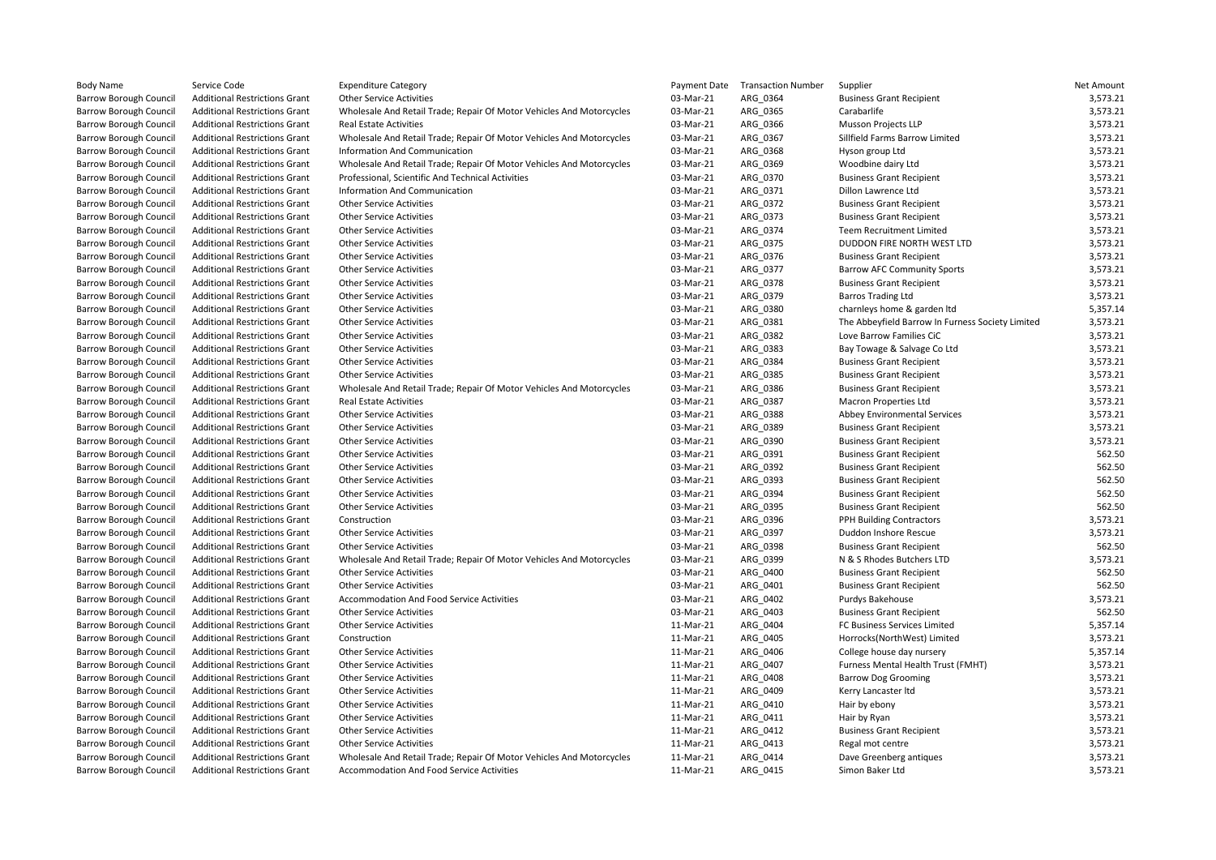| Body Name | Service Code | Expenditure Category | Payment Date | Transaction Number | Supplier | Net Amount |
|---|---|---|---|---|---|---|
| Barrow Borough Council | Additional Restrictions Grant | Other Service Activities | 03-Mar-21 | ARG_0364 | Business Grant Recipient | 3,573.21 |
| Barrow Borough Council | Additional Restrictions Grant | Wholesale And Retail Trade; Repair Of Motor Vehicles And Motorcycles | 03-Mar-21 | ARG_0365 | Carabarlife | 3,573.21 |
| Barrow Borough Council | Additional Restrictions Grant | Real Estate Activities | 03-Mar-21 | ARG_0366 | Musson Projects LLP | 3,573.21 |
| Barrow Borough Council | Additional Restrictions Grant | Wholesale And Retail Trade; Repair Of Motor Vehicles And Motorcycles | 03-Mar-21 | ARG_0367 | Sillfield Farms Barrow Limited | 3,573.21 |
| Barrow Borough Council | Additional Restrictions Grant | Information And Communication | 03-Mar-21 | ARG_0368 | Hyson group Ltd | 3,573.21 |
| Barrow Borough Council | Additional Restrictions Grant | Wholesale And Retail Trade; Repair Of Motor Vehicles And Motorcycles | 03-Mar-21 | ARG_0369 | Woodbine dairy Ltd | 3,573.21 |
| Barrow Borough Council | Additional Restrictions Grant | Professional, Scientific And Technical Activities | 03-Mar-21 | ARG_0370 | Business Grant Recipient | 3,573.21 |
| Barrow Borough Council | Additional Restrictions Grant | Information And Communication | 03-Mar-21 | ARG_0371 | Dillon Lawrence Ltd | 3,573.21 |
| Barrow Borough Council | Additional Restrictions Grant | Other Service Activities | 03-Mar-21 | ARG_0372 | Business Grant Recipient | 3,573.21 |
| Barrow Borough Council | Additional Restrictions Grant | Other Service Activities | 03-Mar-21 | ARG_0373 | Business Grant Recipient | 3,573.21 |
| Barrow Borough Council | Additional Restrictions Grant | Other Service Activities | 03-Mar-21 | ARG_0374 | Teem Recruitment Limited | 3,573.21 |
| Barrow Borough Council | Additional Restrictions Grant | Other Service Activities | 03-Mar-21 | ARG_0375 | DUDDON FIRE NORTH WEST LTD | 3,573.21 |
| Barrow Borough Council | Additional Restrictions Grant | Other Service Activities | 03-Mar-21 | ARG_0376 | Business Grant Recipient | 3,573.21 |
| Barrow Borough Council | Additional Restrictions Grant | Other Service Activities | 03-Mar-21 | ARG_0377 | Barrow AFC Community Sports | 3,573.21 |
| Barrow Borough Council | Additional Restrictions Grant | Other Service Activities | 03-Mar-21 | ARG_0378 | Business Grant Recipient | 3,573.21 |
| Barrow Borough Council | Additional Restrictions Grant | Other Service Activities | 03-Mar-21 | ARG_0379 | Barros Trading Ltd | 3,573.21 |
| Barrow Borough Council | Additional Restrictions Grant | Other Service Activities | 03-Mar-21 | ARG_0380 | charnleys home & garden ltd | 5,357.14 |
| Barrow Borough Council | Additional Restrictions Grant | Other Service Activities | 03-Mar-21 | ARG_0381 | The Abbeyfield Barrow In Furness Society Limited | 3,573.21 |
| Barrow Borough Council | Additional Restrictions Grant | Other Service Activities | 03-Mar-21 | ARG_0382 | Love Barrow Families CiC | 3,573.21 |
| Barrow Borough Council | Additional Restrictions Grant | Other Service Activities | 03-Mar-21 | ARG_0383 | Bay Towage & Salvage Co Ltd | 3,573.21 |
| Barrow Borough Council | Additional Restrictions Grant | Other Service Activities | 03-Mar-21 | ARG_0384 | Business Grant Recipient | 3,573.21 |
| Barrow Borough Council | Additional Restrictions Grant | Other Service Activities | 03-Mar-21 | ARG_0385 | Business Grant Recipient | 3,573.21 |
| Barrow Borough Council | Additional Restrictions Grant | Wholesale And Retail Trade; Repair Of Motor Vehicles And Motorcycles | 03-Mar-21 | ARG_0386 | Business Grant Recipient | 3,573.21 |
| Barrow Borough Council | Additional Restrictions Grant | Real Estate Activities | 03-Mar-21 | ARG_0387 | Macron Properties Ltd | 3,573.21 |
| Barrow Borough Council | Additional Restrictions Grant | Other Service Activities | 03-Mar-21 | ARG_0388 | Abbey Environmental Services | 3,573.21 |
| Barrow Borough Council | Additional Restrictions Grant | Other Service Activities | 03-Mar-21 | ARG_0389 | Business Grant Recipient | 3,573.21 |
| Barrow Borough Council | Additional Restrictions Grant | Other Service Activities | 03-Mar-21 | ARG_0390 | Business Grant Recipient | 3,573.21 |
| Barrow Borough Council | Additional Restrictions Grant | Other Service Activities | 03-Mar-21 | ARG_0391 | Business Grant Recipient | 562.50 |
| Barrow Borough Council | Additional Restrictions Grant | Other Service Activities | 03-Mar-21 | ARG_0392 | Business Grant Recipient | 562.50 |
| Barrow Borough Council | Additional Restrictions Grant | Other Service Activities | 03-Mar-21 | ARG_0393 | Business Grant Recipient | 562.50 |
| Barrow Borough Council | Additional Restrictions Grant | Other Service Activities | 03-Mar-21 | ARG_0394 | Business Grant Recipient | 562.50 |
| Barrow Borough Council | Additional Restrictions Grant | Other Service Activities | 03-Mar-21 | ARG_0395 | Business Grant Recipient | 562.50 |
| Barrow Borough Council | Additional Restrictions Grant | Construction | 03-Mar-21 | ARG_0396 | PPH Building Contractors | 3,573.21 |
| Barrow Borough Council | Additional Restrictions Grant | Other Service Activities | 03-Mar-21 | ARG_0397 | Duddon Inshore Rescue | 3,573.21 |
| Barrow Borough Council | Additional Restrictions Grant | Other Service Activities | 03-Mar-21 | ARG_0398 | Business Grant Recipient | 562.50 |
| Barrow Borough Council | Additional Restrictions Grant | Wholesale And Retail Trade; Repair Of Motor Vehicles And Motorcycles | 03-Mar-21 | ARG_0399 | N & S Rhodes Butchers LTD | 3,573.21 |
| Barrow Borough Council | Additional Restrictions Grant | Other Service Activities | 03-Mar-21 | ARG_0400 | Business Grant Recipient | 562.50 |
| Barrow Borough Council | Additional Restrictions Grant | Other Service Activities | 03-Mar-21 | ARG_0401 | Business Grant Recipient | 562.50 |
| Barrow Borough Council | Additional Restrictions Grant | Accommodation And Food Service Activities | 03-Mar-21 | ARG_0402 | Purdys Bakehouse | 3,573.21 |
| Barrow Borough Council | Additional Restrictions Grant | Other Service Activities | 03-Mar-21 | ARG_0403 | Business Grant Recipient | 562.50 |
| Barrow Borough Council | Additional Restrictions Grant | Other Service Activities | 11-Mar-21 | ARG_0404 | FC Business Services Limited | 5,357.14 |
| Barrow Borough Council | Additional Restrictions Grant | Construction | 11-Mar-21 | ARG_0405 | Horrocks(NorthWest) Limited | 3,573.21 |
| Barrow Borough Council | Additional Restrictions Grant | Other Service Activities | 11-Mar-21 | ARG_0406 | College house day nursery | 5,357.14 |
| Barrow Borough Council | Additional Restrictions Grant | Other Service Activities | 11-Mar-21 | ARG_0407 | Furness Mental Health Trust (FMHT) | 3,573.21 |
| Barrow Borough Council | Additional Restrictions Grant | Other Service Activities | 11-Mar-21 | ARG_0408 | Barrow Dog Grooming | 3,573.21 |
| Barrow Borough Council | Additional Restrictions Grant | Other Service Activities | 11-Mar-21 | ARG_0409 | Kerry Lancaster ltd | 3,573.21 |
| Barrow Borough Council | Additional Restrictions Grant | Other Service Activities | 11-Mar-21 | ARG_0410 | Hair by ebony | 3,573.21 |
| Barrow Borough Council | Additional Restrictions Grant | Other Service Activities | 11-Mar-21 | ARG_0411 | Hair by Ryan | 3,573.21 |
| Barrow Borough Council | Additional Restrictions Grant | Other Service Activities | 11-Mar-21 | ARG_0412 | Business Grant Recipient | 3,573.21 |
| Barrow Borough Council | Additional Restrictions Grant | Other Service Activities | 11-Mar-21 | ARG_0413 | Regal mot centre | 3,573.21 |
| Barrow Borough Council | Additional Restrictions Grant | Wholesale And Retail Trade; Repair Of Motor Vehicles And Motorcycles | 11-Mar-21 | ARG_0414 | Dave Greenberg antiques | 3,573.21 |
| Barrow Borough Council | Additional Restrictions Grant | Accommodation And Food Service Activities | 11-Mar-21 | ARG_0415 | Simon Baker Ltd | 3,573.21 |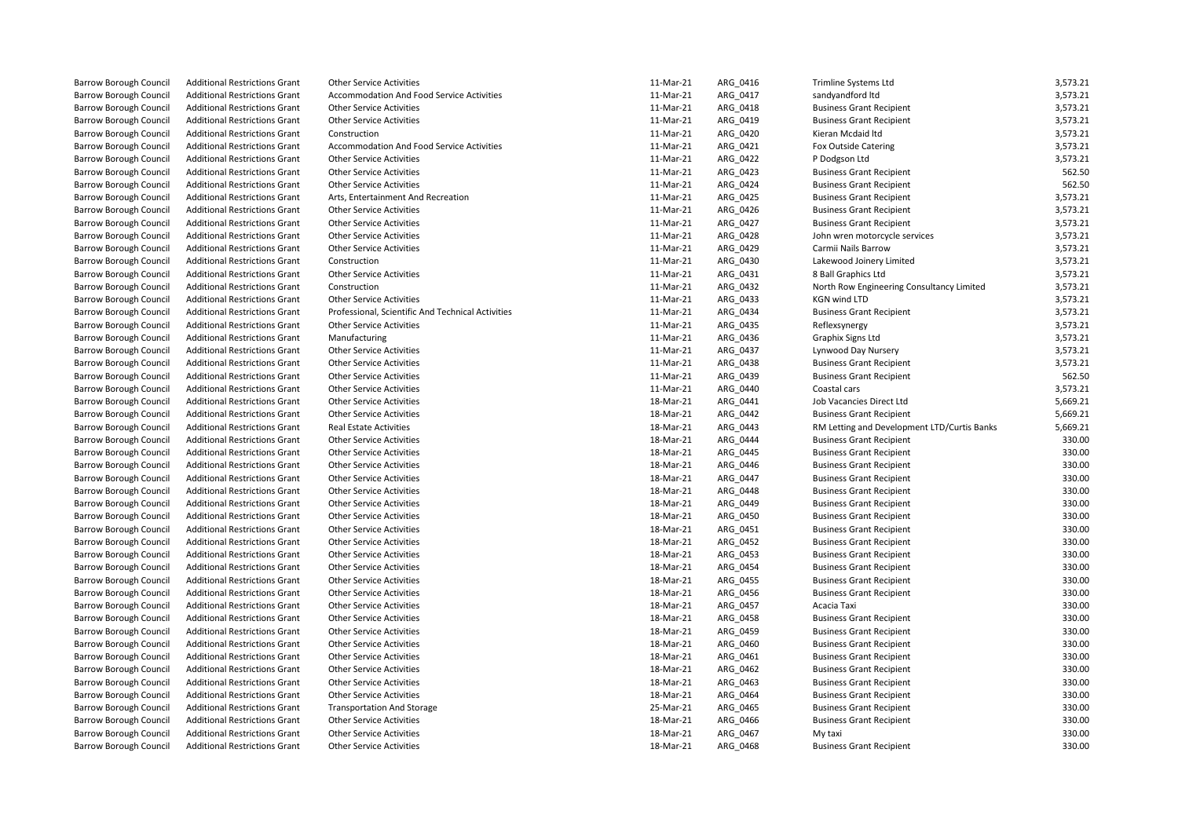| | | | | | | |
|---|---|---|---|---|---|---|
| Barrow Borough Council | Additional Restrictions Grant | Other Service Activities | 11-Mar-21 | ARG_0416 | Trimline Systems Ltd | 3,573.21 |
| Barrow Borough Council | Additional Restrictions Grant | Accommodation And Food Service Activities | 11-Mar-21 | ARG_0417 | sandyandford ltd | 3,573.21 |
| Barrow Borough Council | Additional Restrictions Grant | Other Service Activities | 11-Mar-21 | ARG_0418 | Business Grant Recipient | 3,573.21 |
| Barrow Borough Council | Additional Restrictions Grant | Other Service Activities | 11-Mar-21 | ARG_0419 | Business Grant Recipient | 3,573.21 |
| Barrow Borough Council | Additional Restrictions Grant | Construction | 11-Mar-21 | ARG_0420 | Kieran Mcdaid ltd | 3,573.21 |
| Barrow Borough Council | Additional Restrictions Grant | Accommodation And Food Service Activities | 11-Mar-21 | ARG_0421 | Fox Outside Catering | 3,573.21 |
| Barrow Borough Council | Additional Restrictions Grant | Other Service Activities | 11-Mar-21 | ARG_0422 | P Dodgson Ltd | 3,573.21 |
| Barrow Borough Council | Additional Restrictions Grant | Other Service Activities | 11-Mar-21 | ARG_0423 | Business Grant Recipient | 562.50 |
| Barrow Borough Council | Additional Restrictions Grant | Other Service Activities | 11-Mar-21 | ARG_0424 | Business Grant Recipient | 562.50 |
| Barrow Borough Council | Additional Restrictions Grant | Arts, Entertainment And Recreation | 11-Mar-21 | ARG_0425 | Business Grant Recipient | 3,573.21 |
| Barrow Borough Council | Additional Restrictions Grant | Other Service Activities | 11-Mar-21 | ARG_0426 | Business Grant Recipient | 3,573.21 |
| Barrow Borough Council | Additional Restrictions Grant | Other Service Activities | 11-Mar-21 | ARG_0427 | Business Grant Recipient | 3,573.21 |
| Barrow Borough Council | Additional Restrictions Grant | Other Service Activities | 11-Mar-21 | ARG_0428 | John wren motorcycle services | 3,573.21 |
| Barrow Borough Council | Additional Restrictions Grant | Other Service Activities | 11-Mar-21 | ARG_0429 | Carmii Nails Barrow | 3,573.21 |
| Barrow Borough Council | Additional Restrictions Grant | Construction | 11-Mar-21 | ARG_0430 | Lakewood Joinery Limited | 3,573.21 |
| Barrow Borough Council | Additional Restrictions Grant | Other Service Activities | 11-Mar-21 | ARG_0431 | 8 Ball Graphics Ltd | 3,573.21 |
| Barrow Borough Council | Additional Restrictions Grant | Construction | 11-Mar-21 | ARG_0432 | North Row Engineering Consultancy Limited | 3,573.21 |
| Barrow Borough Council | Additional Restrictions Grant | Other Service Activities | 11-Mar-21 | ARG_0433 | KGN wind LTD | 3,573.21 |
| Barrow Borough Council | Additional Restrictions Grant | Professional, Scientific And Technical Activities | 11-Mar-21 | ARG_0434 | Business Grant Recipient | 3,573.21 |
| Barrow Borough Council | Additional Restrictions Grant | Other Service Activities | 11-Mar-21 | ARG_0435 | Reflexsynergy | 3,573.21 |
| Barrow Borough Council | Additional Restrictions Grant | Manufacturing | 11-Mar-21 | ARG_0436 | Graphix Signs Ltd | 3,573.21 |
| Barrow Borough Council | Additional Restrictions Grant | Other Service Activities | 11-Mar-21 | ARG_0437 | Lynwood Day Nursery | 3,573.21 |
| Barrow Borough Council | Additional Restrictions Grant | Other Service Activities | 11-Mar-21 | ARG_0438 | Business Grant Recipient | 3,573.21 |
| Barrow Borough Council | Additional Restrictions Grant | Other Service Activities | 11-Mar-21 | ARG_0439 | Business Grant Recipient | 562.50 |
| Barrow Borough Council | Additional Restrictions Grant | Other Service Activities | 11-Mar-21 | ARG_0440 | Coastal cars | 3,573.21 |
| Barrow Borough Council | Additional Restrictions Grant | Other Service Activities | 18-Mar-21 | ARG_0441 | Job Vacancies Direct Ltd | 5,669.21 |
| Barrow Borough Council | Additional Restrictions Grant | Other Service Activities | 18-Mar-21 | ARG_0442 | Business Grant Recipient | 5,669.21 |
| Barrow Borough Council | Additional Restrictions Grant | Real Estate Activities | 18-Mar-21 | ARG_0443 | RM Letting and Development LTD/Curtis Banks | 5,669.21 |
| Barrow Borough Council | Additional Restrictions Grant | Other Service Activities | 18-Mar-21 | ARG_0444 | Business Grant Recipient | 330.00 |
| Barrow Borough Council | Additional Restrictions Grant | Other Service Activities | 18-Mar-21 | ARG_0445 | Business Grant Recipient | 330.00 |
| Barrow Borough Council | Additional Restrictions Grant | Other Service Activities | 18-Mar-21 | ARG_0446 | Business Grant Recipient | 330.00 |
| Barrow Borough Council | Additional Restrictions Grant | Other Service Activities | 18-Mar-21 | ARG_0447 | Business Grant Recipient | 330.00 |
| Barrow Borough Council | Additional Restrictions Grant | Other Service Activities | 18-Mar-21 | ARG_0448 | Business Grant Recipient | 330.00 |
| Barrow Borough Council | Additional Restrictions Grant | Other Service Activities | 18-Mar-21 | ARG_0449 | Business Grant Recipient | 330.00 |
| Barrow Borough Council | Additional Restrictions Grant | Other Service Activities | 18-Mar-21 | ARG_0450 | Business Grant Recipient | 330.00 |
| Barrow Borough Council | Additional Restrictions Grant | Other Service Activities | 18-Mar-21 | ARG_0451 | Business Grant Recipient | 330.00 |
| Barrow Borough Council | Additional Restrictions Grant | Other Service Activities | 18-Mar-21 | ARG_0452 | Business Grant Recipient | 330.00 |
| Barrow Borough Council | Additional Restrictions Grant | Other Service Activities | 18-Mar-21 | ARG_0453 | Business Grant Recipient | 330.00 |
| Barrow Borough Council | Additional Restrictions Grant | Other Service Activities | 18-Mar-21 | ARG_0454 | Business Grant Recipient | 330.00 |
| Barrow Borough Council | Additional Restrictions Grant | Other Service Activities | 18-Mar-21 | ARG_0455 | Business Grant Recipient | 330.00 |
| Barrow Borough Council | Additional Restrictions Grant | Other Service Activities | 18-Mar-21 | ARG_0456 | Business Grant Recipient | 330.00 |
| Barrow Borough Council | Additional Restrictions Grant | Other Service Activities | 18-Mar-21 | ARG_0457 | Acacia Taxi | 330.00 |
| Barrow Borough Council | Additional Restrictions Grant | Other Service Activities | 18-Mar-21 | ARG_0458 | Business Grant Recipient | 330.00 |
| Barrow Borough Council | Additional Restrictions Grant | Other Service Activities | 18-Mar-21 | ARG_0459 | Business Grant Recipient | 330.00 |
| Barrow Borough Council | Additional Restrictions Grant | Other Service Activities | 18-Mar-21 | ARG_0460 | Business Grant Recipient | 330.00 |
| Barrow Borough Council | Additional Restrictions Grant | Other Service Activities | 18-Mar-21 | ARG_0461 | Business Grant Recipient | 330.00 |
| Barrow Borough Council | Additional Restrictions Grant | Other Service Activities | 18-Mar-21 | ARG_0462 | Business Grant Recipient | 330.00 |
| Barrow Borough Council | Additional Restrictions Grant | Other Service Activities | 18-Mar-21 | ARG_0463 | Business Grant Recipient | 330.00 |
| Barrow Borough Council | Additional Restrictions Grant | Other Service Activities | 18-Mar-21 | ARG_0464 | Business Grant Recipient | 330.00 |
| Barrow Borough Council | Additional Restrictions Grant | Transportation And Storage | 25-Mar-21 | ARG_0465 | Business Grant Recipient | 330.00 |
| Barrow Borough Council | Additional Restrictions Grant | Other Service Activities | 18-Mar-21 | ARG_0466 | Business Grant Recipient | 330.00 |
| Barrow Borough Council | Additional Restrictions Grant | Other Service Activities | 18-Mar-21 | ARG_0467 | My taxi | 330.00 |
| Barrow Borough Council | Additional Restrictions Grant | Other Service Activities | 18-Mar-21 | ARG_0468 | Business Grant Recipient | 330.00 |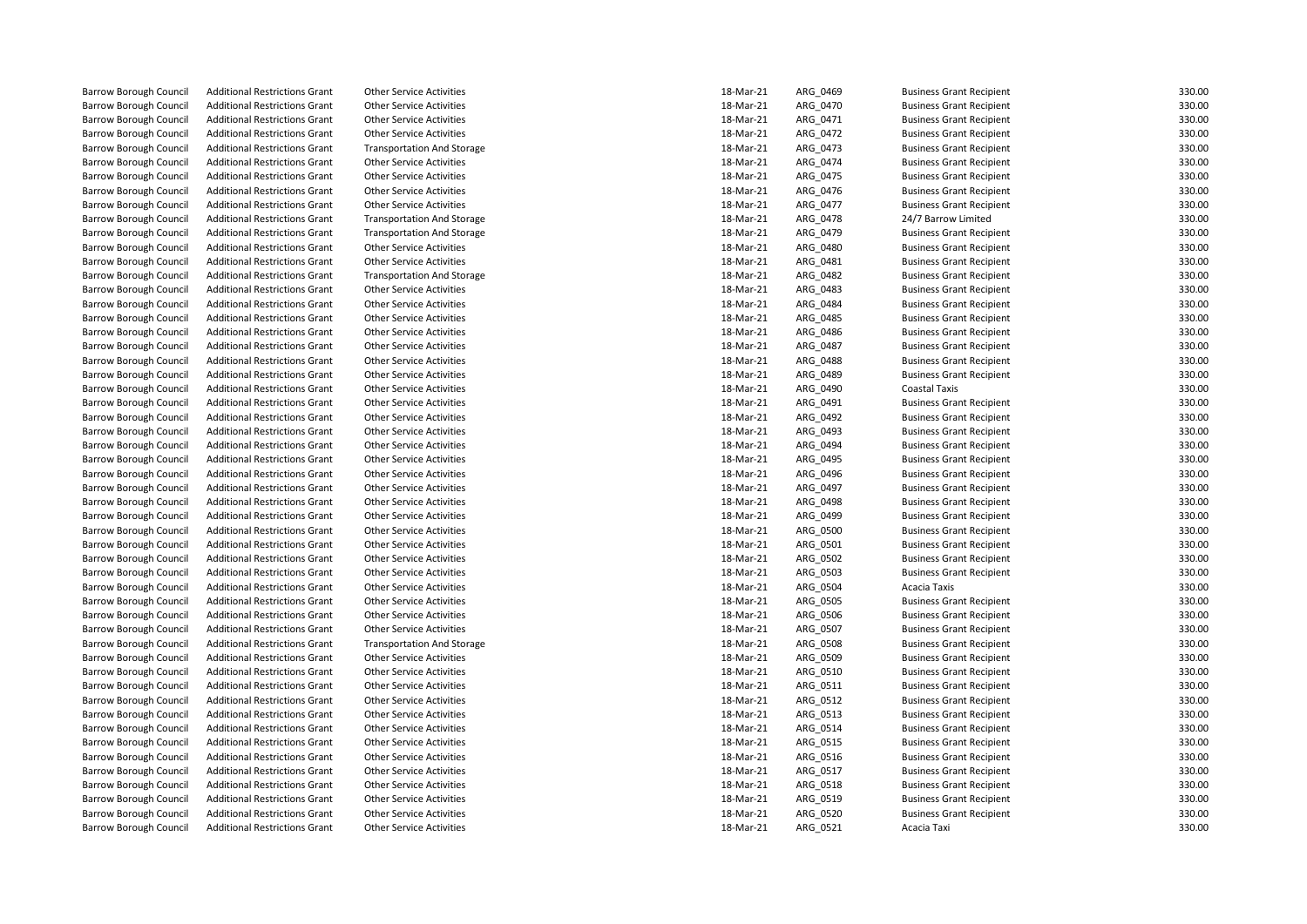| | | | | | | |
|---|---|---|---|---|---|---|
| Barrow Borough Council | Additional Restrictions Grant | Other Service Activities | 18-Mar-21 | ARG_0469 | Business Grant Recipient | 330.00 |
| Barrow Borough Council | Additional Restrictions Grant | Other Service Activities | 18-Mar-21 | ARG_0470 | Business Grant Recipient | 330.00 |
| Barrow Borough Council | Additional Restrictions Grant | Other Service Activities | 18-Mar-21 | ARG_0471 | Business Grant Recipient | 330.00 |
| Barrow Borough Council | Additional Restrictions Grant | Other Service Activities | 18-Mar-21 | ARG_0472 | Business Grant Recipient | 330.00 |
| Barrow Borough Council | Additional Restrictions Grant | Transportation And Storage | 18-Mar-21 | ARG_0473 | Business Grant Recipient | 330.00 |
| Barrow Borough Council | Additional Restrictions Grant | Other Service Activities | 18-Mar-21 | ARG_0474 | Business Grant Recipient | 330.00 |
| Barrow Borough Council | Additional Restrictions Grant | Other Service Activities | 18-Mar-21 | ARG_0475 | Business Grant Recipient | 330.00 |
| Barrow Borough Council | Additional Restrictions Grant | Other Service Activities | 18-Mar-21 | ARG_0476 | Business Grant Recipient | 330.00 |
| Barrow Borough Council | Additional Restrictions Grant | Other Service Activities | 18-Mar-21 | ARG_0477 | Business Grant Recipient | 330.00 |
| Barrow Borough Council | Additional Restrictions Grant | Transportation And Storage | 18-Mar-21 | ARG_0478 | 24/7 Barrow Limited | 330.00 |
| Barrow Borough Council | Additional Restrictions Grant | Transportation And Storage | 18-Mar-21 | ARG_0479 | Business Grant Recipient | 330.00 |
| Barrow Borough Council | Additional Restrictions Grant | Other Service Activities | 18-Mar-21 | ARG_0480 | Business Grant Recipient | 330.00 |
| Barrow Borough Council | Additional Restrictions Grant | Other Service Activities | 18-Mar-21 | ARG_0481 | Business Grant Recipient | 330.00 |
| Barrow Borough Council | Additional Restrictions Grant | Transportation And Storage | 18-Mar-21 | ARG_0482 | Business Grant Recipient | 330.00 |
| Barrow Borough Council | Additional Restrictions Grant | Other Service Activities | 18-Mar-21 | ARG_0483 | Business Grant Recipient | 330.00 |
| Barrow Borough Council | Additional Restrictions Grant | Other Service Activities | 18-Mar-21 | ARG_0484 | Business Grant Recipient | 330.00 |
| Barrow Borough Council | Additional Restrictions Grant | Other Service Activities | 18-Mar-21 | ARG_0485 | Business Grant Recipient | 330.00 |
| Barrow Borough Council | Additional Restrictions Grant | Other Service Activities | 18-Mar-21 | ARG_0486 | Business Grant Recipient | 330.00 |
| Barrow Borough Council | Additional Restrictions Grant | Other Service Activities | 18-Mar-21 | ARG_0487 | Business Grant Recipient | 330.00 |
| Barrow Borough Council | Additional Restrictions Grant | Other Service Activities | 18-Mar-21 | ARG_0488 | Business Grant Recipient | 330.00 |
| Barrow Borough Council | Additional Restrictions Grant | Other Service Activities | 18-Mar-21 | ARG_0489 | Business Grant Recipient | 330.00 |
| Barrow Borough Council | Additional Restrictions Grant | Other Service Activities | 18-Mar-21 | ARG_0490 | Coastal Taxis | 330.00 |
| Barrow Borough Council | Additional Restrictions Grant | Other Service Activities | 18-Mar-21 | ARG_0491 | Business Grant Recipient | 330.00 |
| Barrow Borough Council | Additional Restrictions Grant | Other Service Activities | 18-Mar-21 | ARG_0492 | Business Grant Recipient | 330.00 |
| Barrow Borough Council | Additional Restrictions Grant | Other Service Activities | 18-Mar-21 | ARG_0493 | Business Grant Recipient | 330.00 |
| Barrow Borough Council | Additional Restrictions Grant | Other Service Activities | 18-Mar-21 | ARG_0494 | Business Grant Recipient | 330.00 |
| Barrow Borough Council | Additional Restrictions Grant | Other Service Activities | 18-Mar-21 | ARG_0495 | Business Grant Recipient | 330.00 |
| Barrow Borough Council | Additional Restrictions Grant | Other Service Activities | 18-Mar-21 | ARG_0496 | Business Grant Recipient | 330.00 |
| Barrow Borough Council | Additional Restrictions Grant | Other Service Activities | 18-Mar-21 | ARG_0497 | Business Grant Recipient | 330.00 |
| Barrow Borough Council | Additional Restrictions Grant | Other Service Activities | 18-Mar-21 | ARG_0498 | Business Grant Recipient | 330.00 |
| Barrow Borough Council | Additional Restrictions Grant | Other Service Activities | 18-Mar-21 | ARG_0499 | Business Grant Recipient | 330.00 |
| Barrow Borough Council | Additional Restrictions Grant | Other Service Activities | 18-Mar-21 | ARG_0500 | Business Grant Recipient | 330.00 |
| Barrow Borough Council | Additional Restrictions Grant | Other Service Activities | 18-Mar-21 | ARG_0501 | Business Grant Recipient | 330.00 |
| Barrow Borough Council | Additional Restrictions Grant | Other Service Activities | 18-Mar-21 | ARG_0502 | Business Grant Recipient | 330.00 |
| Barrow Borough Council | Additional Restrictions Grant | Other Service Activities | 18-Mar-21 | ARG_0503 | Business Grant Recipient | 330.00 |
| Barrow Borough Council | Additional Restrictions Grant | Other Service Activities | 18-Mar-21 | ARG_0504 | Acacia Taxis | 330.00 |
| Barrow Borough Council | Additional Restrictions Grant | Other Service Activities | 18-Mar-21 | ARG_0505 | Business Grant Recipient | 330.00 |
| Barrow Borough Council | Additional Restrictions Grant | Other Service Activities | 18-Mar-21 | ARG_0506 | Business Grant Recipient | 330.00 |
| Barrow Borough Council | Additional Restrictions Grant | Other Service Activities | 18-Mar-21 | ARG_0507 | Business Grant Recipient | 330.00 |
| Barrow Borough Council | Additional Restrictions Grant | Transportation And Storage | 18-Mar-21 | ARG_0508 | Business Grant Recipient | 330.00 |
| Barrow Borough Council | Additional Restrictions Grant | Other Service Activities | 18-Mar-21 | ARG_0509 | Business Grant Recipient | 330.00 |
| Barrow Borough Council | Additional Restrictions Grant | Other Service Activities | 18-Mar-21 | ARG_0510 | Business Grant Recipient | 330.00 |
| Barrow Borough Council | Additional Restrictions Grant | Other Service Activities | 18-Mar-21 | ARG_0511 | Business Grant Recipient | 330.00 |
| Barrow Borough Council | Additional Restrictions Grant | Other Service Activities | 18-Mar-21 | ARG_0512 | Business Grant Recipient | 330.00 |
| Barrow Borough Council | Additional Restrictions Grant | Other Service Activities | 18-Mar-21 | ARG_0513 | Business Grant Recipient | 330.00 |
| Barrow Borough Council | Additional Restrictions Grant | Other Service Activities | 18-Mar-21 | ARG_0514 | Business Grant Recipient | 330.00 |
| Barrow Borough Council | Additional Restrictions Grant | Other Service Activities | 18-Mar-21 | ARG_0515 | Business Grant Recipient | 330.00 |
| Barrow Borough Council | Additional Restrictions Grant | Other Service Activities | 18-Mar-21 | ARG_0516 | Business Grant Recipient | 330.00 |
| Barrow Borough Council | Additional Restrictions Grant | Other Service Activities | 18-Mar-21 | ARG_0517 | Business Grant Recipient | 330.00 |
| Barrow Borough Council | Additional Restrictions Grant | Other Service Activities | 18-Mar-21 | ARG_0518 | Business Grant Recipient | 330.00 |
| Barrow Borough Council | Additional Restrictions Grant | Other Service Activities | 18-Mar-21 | ARG_0519 | Business Grant Recipient | 330.00 |
| Barrow Borough Council | Additional Restrictions Grant | Other Service Activities | 18-Mar-21 | ARG_0520 | Business Grant Recipient | 330.00 |
| Barrow Borough Council | Additional Restrictions Grant | Other Service Activities | 18-Mar-21 | ARG_0521 | Acacia Taxi | 330.00 |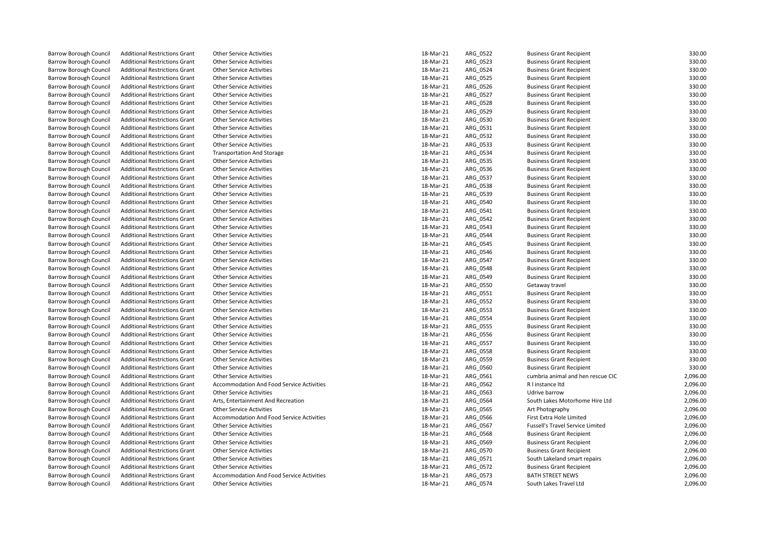| | | | | | | |
|---|---|---|---|---|---|---|
| Barrow Borough Council | Additional Restrictions Grant | Other Service Activities | 18-Mar-21 | ARG_0522 | Business Grant Recipient | 330.00 |
| Barrow Borough Council | Additional Restrictions Grant | Other Service Activities | 18-Mar-21 | ARG_0523 | Business Grant Recipient | 330.00 |
| Barrow Borough Council | Additional Restrictions Grant | Other Service Activities | 18-Mar-21 | ARG_0524 | Business Grant Recipient | 330.00 |
| Barrow Borough Council | Additional Restrictions Grant | Other Service Activities | 18-Mar-21 | ARG_0525 | Business Grant Recipient | 330.00 |
| Barrow Borough Council | Additional Restrictions Grant | Other Service Activities | 18-Mar-21 | ARG_0526 | Business Grant Recipient | 330.00 |
| Barrow Borough Council | Additional Restrictions Grant | Other Service Activities | 18-Mar-21 | ARG_0527 | Business Grant Recipient | 330.00 |
| Barrow Borough Council | Additional Restrictions Grant | Other Service Activities | 18-Mar-21 | ARG_0528 | Business Grant Recipient | 330.00 |
| Barrow Borough Council | Additional Restrictions Grant | Other Service Activities | 18-Mar-21 | ARG_0529 | Business Grant Recipient | 330.00 |
| Barrow Borough Council | Additional Restrictions Grant | Other Service Activities | 18-Mar-21 | ARG_0530 | Business Grant Recipient | 330.00 |
| Barrow Borough Council | Additional Restrictions Grant | Other Service Activities | 18-Mar-21 | ARG_0531 | Business Grant Recipient | 330.00 |
| Barrow Borough Council | Additional Restrictions Grant | Other Service Activities | 18-Mar-21 | ARG_0532 | Business Grant Recipient | 330.00 |
| Barrow Borough Council | Additional Restrictions Grant | Other Service Activities | 18-Mar-21 | ARG_0533 | Business Grant Recipient | 330.00 |
| Barrow Borough Council | Additional Restrictions Grant | Transportation And Storage | 18-Mar-21 | ARG_0534 | Business Grant Recipient | 330.00 |
| Barrow Borough Council | Additional Restrictions Grant | Other Service Activities | 18-Mar-21 | ARG_0535 | Business Grant Recipient | 330.00 |
| Barrow Borough Council | Additional Restrictions Grant | Other Service Activities | 18-Mar-21 | ARG_0536 | Business Grant Recipient | 330.00 |
| Barrow Borough Council | Additional Restrictions Grant | Other Service Activities | 18-Mar-21 | ARG_0537 | Business Grant Recipient | 330.00 |
| Barrow Borough Council | Additional Restrictions Grant | Other Service Activities | 18-Mar-21 | ARG_0538 | Business Grant Recipient | 330.00 |
| Barrow Borough Council | Additional Restrictions Grant | Other Service Activities | 18-Mar-21 | ARG_0539 | Business Grant Recipient | 330.00 |
| Barrow Borough Council | Additional Restrictions Grant | Other Service Activities | 18-Mar-21 | ARG_0540 | Business Grant Recipient | 330.00 |
| Barrow Borough Council | Additional Restrictions Grant | Other Service Activities | 18-Mar-21 | ARG_0541 | Business Grant Recipient | 330.00 |
| Barrow Borough Council | Additional Restrictions Grant | Other Service Activities | 18-Mar-21 | ARG_0542 | Business Grant Recipient | 330.00 |
| Barrow Borough Council | Additional Restrictions Grant | Other Service Activities | 18-Mar-21 | ARG_0543 | Business Grant Recipient | 330.00 |
| Barrow Borough Council | Additional Restrictions Grant | Other Service Activities | 18-Mar-21 | ARG_0544 | Business Grant Recipient | 330.00 |
| Barrow Borough Council | Additional Restrictions Grant | Other Service Activities | 18-Mar-21 | ARG_0545 | Business Grant Recipient | 330.00 |
| Barrow Borough Council | Additional Restrictions Grant | Other Service Activities | 18-Mar-21 | ARG_0546 | Business Grant Recipient | 330.00 |
| Barrow Borough Council | Additional Restrictions Grant | Other Service Activities | 18-Mar-21 | ARG_0547 | Business Grant Recipient | 330.00 |
| Barrow Borough Council | Additional Restrictions Grant | Other Service Activities | 18-Mar-21 | ARG_0548 | Business Grant Recipient | 330.00 |
| Barrow Borough Council | Additional Restrictions Grant | Other Service Activities | 18-Mar-21 | ARG_0549 | Business Grant Recipient | 330.00 |
| Barrow Borough Council | Additional Restrictions Grant | Other Service Activities | 18-Mar-21 | ARG_0550 | Getaway travel | 330.00 |
| Barrow Borough Council | Additional Restrictions Grant | Other Service Activities | 18-Mar-21 | ARG_0551 | Business Grant Recipient | 330.00 |
| Barrow Borough Council | Additional Restrictions Grant | Other Service Activities | 18-Mar-21 | ARG_0552 | Business Grant Recipient | 330.00 |
| Barrow Borough Council | Additional Restrictions Grant | Other Service Activities | 18-Mar-21 | ARG_0553 | Business Grant Recipient | 330.00 |
| Barrow Borough Council | Additional Restrictions Grant | Other Service Activities | 18-Mar-21 | ARG_0554 | Business Grant Recipient | 330.00 |
| Barrow Borough Council | Additional Restrictions Grant | Other Service Activities | 18-Mar-21 | ARG_0555 | Business Grant Recipient | 330.00 |
| Barrow Borough Council | Additional Restrictions Grant | Other Service Activities | 18-Mar-21 | ARG_0556 | Business Grant Recipient | 330.00 |
| Barrow Borough Council | Additional Restrictions Grant | Other Service Activities | 18-Mar-21 | ARG_0557 | Business Grant Recipient | 330.00 |
| Barrow Borough Council | Additional Restrictions Grant | Other Service Activities | 18-Mar-21 | ARG_0558 | Business Grant Recipient | 330.00 |
| Barrow Borough Council | Additional Restrictions Grant | Other Service Activities | 18-Mar-21 | ARG_0559 | Business Grant Recipient | 330.00 |
| Barrow Borough Council | Additional Restrictions Grant | Other Service Activities | 18-Mar-21 | ARG_0560 | Business Grant Recipient | 330.00 |
| Barrow Borough Council | Additional Restrictions Grant | Other Service Activities | 18-Mar-21 | ARG_0561 | cumbria animal and hen rescue CIC | 2,096.00 |
| Barrow Borough Council | Additional Restrictions Grant | Accommodation And Food Service Activities | 18-Mar-21 | ARG_0562 | R l instance ltd | 2,096.00 |
| Barrow Borough Council | Additional Restrictions Grant | Other Service Activities | 18-Mar-21 | ARG_0563 | Udrive barrow | 2,096.00 |
| Barrow Borough Council | Additional Restrictions Grant | Arts, Entertainment And Recreation | 18-Mar-21 | ARG_0564 | South Lakes Motorhome Hire Ltd | 2,096.00 |
| Barrow Borough Council | Additional Restrictions Grant | Other Service Activities | 18-Mar-21 | ARG_0565 | Art Photography | 2,096.00 |
| Barrow Borough Council | Additional Restrictions Grant | Accommodation And Food Service Activities | 18-Mar-21 | ARG_0566 | First Extra Hole Limited | 2,096.00 |
| Barrow Borough Council | Additional Restrictions Grant | Other Service Activities | 18-Mar-21 | ARG_0567 | Fussell's Travel Service Limited | 2,096.00 |
| Barrow Borough Council | Additional Restrictions Grant | Other Service Activities | 18-Mar-21 | ARG_0568 | Business Grant Recipient | 2,096.00 |
| Barrow Borough Council | Additional Restrictions Grant | Other Service Activities | 18-Mar-21 | ARG_0569 | Business Grant Recipient | 2,096.00 |
| Barrow Borough Council | Additional Restrictions Grant | Other Service Activities | 18-Mar-21 | ARG_0570 | Business Grant Recipient | 2,096.00 |
| Barrow Borough Council | Additional Restrictions Grant | Other Service Activities | 18-Mar-21 | ARG_0571 | South Lakeland smart repairs | 2,096.00 |
| Barrow Borough Council | Additional Restrictions Grant | Other Service Activities | 18-Mar-21 | ARG_0572 | Business Grant Recipient | 2,096.00 |
| Barrow Borough Council | Additional Restrictions Grant | Accommodation And Food Service Activities | 18-Mar-21 | ARG_0573 | BATH STREET NEWS | 2,096.00 |
| Barrow Borough Council | Additional Restrictions Grant | Other Service Activities | 18-Mar-21 | ARG_0574 | South Lakes Travel Ltd | 2,096.00 |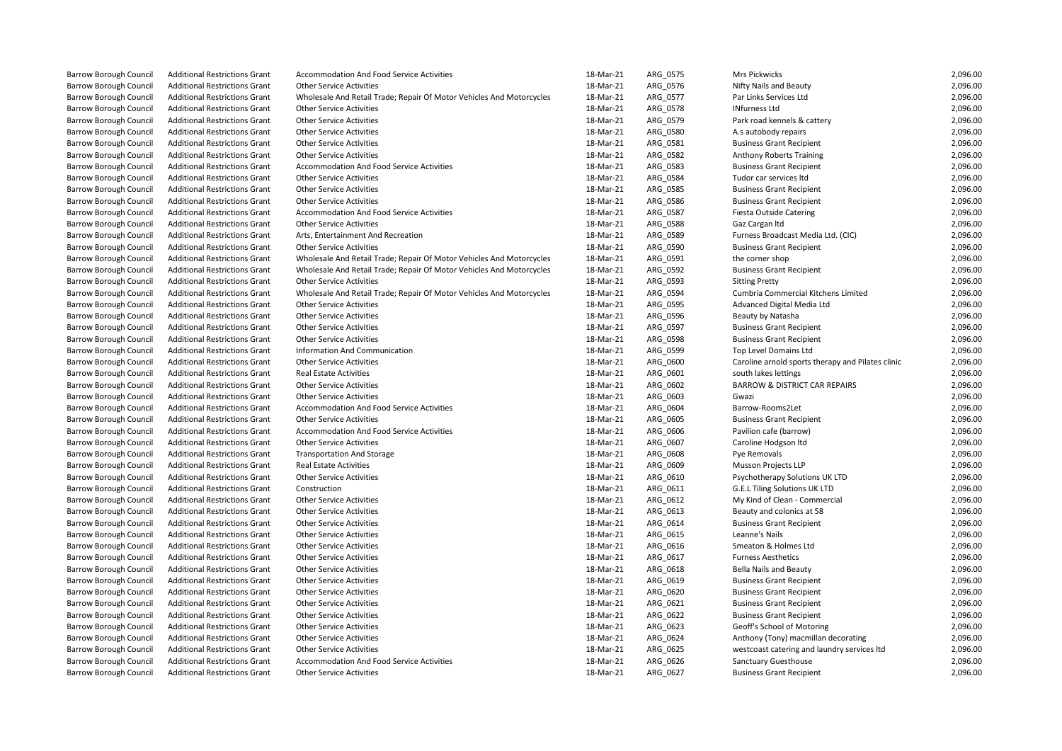| | | | | | | |
|---|---|---|---|---|---|---|
| Barrow Borough Council | Additional Restrictions Grant | Accommodation And Food Service Activities | 18-Mar-21 | ARG_0575 | Mrs Pickwicks | 2,096.00 |
| Barrow Borough Council | Additional Restrictions Grant | Other Service Activities | 18-Mar-21 | ARG_0576 | Nifty Nails and Beauty | 2,096.00 |
| Barrow Borough Council | Additional Restrictions Grant | Wholesale And Retail Trade; Repair Of Motor Vehicles And Motorcycles | 18-Mar-21 | ARG_0577 | Par Links Services Ltd | 2,096.00 |
| Barrow Borough Council | Additional Restrictions Grant | Other Service Activities | 18-Mar-21 | ARG_0578 | INfurness Ltd | 2,096.00 |
| Barrow Borough Council | Additional Restrictions Grant | Other Service Activities | 18-Mar-21 | ARG_0579 | Park road kennels & cattery | 2,096.00 |
| Barrow Borough Council | Additional Restrictions Grant | Other Service Activities | 18-Mar-21 | ARG_0580 | A.s autobody repairs | 2,096.00 |
| Barrow Borough Council | Additional Restrictions Grant | Other Service Activities | 18-Mar-21 | ARG_0581 | Business Grant Recipient | 2,096.00 |
| Barrow Borough Council | Additional Restrictions Grant | Other Service Activities | 18-Mar-21 | ARG_0582 | Anthony Roberts Training | 2,096.00 |
| Barrow Borough Council | Additional Restrictions Grant | Accommodation And Food Service Activities | 18-Mar-21 | ARG_0583 | Business Grant Recipient | 2,096.00 |
| Barrow Borough Council | Additional Restrictions Grant | Other Service Activities | 18-Mar-21 | ARG_0584 | Tudor car services ltd | 2,096.00 |
| Barrow Borough Council | Additional Restrictions Grant | Other Service Activities | 18-Mar-21 | ARG_0585 | Business Grant Recipient | 2,096.00 |
| Barrow Borough Council | Additional Restrictions Grant | Other Service Activities | 18-Mar-21 | ARG_0586 | Business Grant Recipient | 2,096.00 |
| Barrow Borough Council | Additional Restrictions Grant | Accommodation And Food Service Activities | 18-Mar-21 | ARG_0587 | Fiesta Outside Catering | 2,096.00 |
| Barrow Borough Council | Additional Restrictions Grant | Other Service Activities | 18-Mar-21 | ARG_0588 | Gaz Cargan ltd | 2,096.00 |
| Barrow Borough Council | Additional Restrictions Grant | Arts, Entertainment And Recreation | 18-Mar-21 | ARG_0589 | Furness Broadcast Media Ltd. (CIC) | 2,096.00 |
| Barrow Borough Council | Additional Restrictions Grant | Other Service Activities | 18-Mar-21 | ARG_0590 | Business Grant Recipient | 2,096.00 |
| Barrow Borough Council | Additional Restrictions Grant | Wholesale And Retail Trade; Repair Of Motor Vehicles And Motorcycles | 18-Mar-21 | ARG_0591 | the corner shop | 2,096.00 |
| Barrow Borough Council | Additional Restrictions Grant | Wholesale And Retail Trade; Repair Of Motor Vehicles And Motorcycles | 18-Mar-21 | ARG_0592 | Business Grant Recipient | 2,096.00 |
| Barrow Borough Council | Additional Restrictions Grant | Other Service Activities | 18-Mar-21 | ARG_0593 | Sitting Pretty | 2,096.00 |
| Barrow Borough Council | Additional Restrictions Grant | Wholesale And Retail Trade; Repair Of Motor Vehicles And Motorcycles | 18-Mar-21 | ARG_0594 | Cumbria Commercial Kitchens Limited | 2,096.00 |
| Barrow Borough Council | Additional Restrictions Grant | Other Service Activities | 18-Mar-21 | ARG_0595 | Advanced Digital Media Ltd | 2,096.00 |
| Barrow Borough Council | Additional Restrictions Grant | Other Service Activities | 18-Mar-21 | ARG_0596 | Beauty by Natasha | 2,096.00 |
| Barrow Borough Council | Additional Restrictions Grant | Other Service Activities | 18-Mar-21 | ARG_0597 | Business Grant Recipient | 2,096.00 |
| Barrow Borough Council | Additional Restrictions Grant | Other Service Activities | 18-Mar-21 | ARG_0598 | Business Grant Recipient | 2,096.00 |
| Barrow Borough Council | Additional Restrictions Grant | Information And Communication | 18-Mar-21 | ARG_0599 | Top Level Domains Ltd | 2,096.00 |
| Barrow Borough Council | Additional Restrictions Grant | Other Service Activities | 18-Mar-21 | ARG_0600 | Caroline arnold sports therapy and Pilates clinic | 2,096.00 |
| Barrow Borough Council | Additional Restrictions Grant | Real Estate Activities | 18-Mar-21 | ARG_0601 | south lakes lettings | 2,096.00 |
| Barrow Borough Council | Additional Restrictions Grant | Other Service Activities | 18-Mar-21 | ARG_0602 | BARROW & DISTRICT CAR REPAIRS | 2,096.00 |
| Barrow Borough Council | Additional Restrictions Grant | Other Service Activities | 18-Mar-21 | ARG_0603 | Gwazi | 2,096.00 |
| Barrow Borough Council | Additional Restrictions Grant | Accommodation And Food Service Activities | 18-Mar-21 | ARG_0604 | Barrow-Rooms2Let | 2,096.00 |
| Barrow Borough Council | Additional Restrictions Grant | Other Service Activities | 18-Mar-21 | ARG_0605 | Business Grant Recipient | 2,096.00 |
| Barrow Borough Council | Additional Restrictions Grant | Accommodation And Food Service Activities | 18-Mar-21 | ARG_0606 | Pavilion cafe (barrow) | 2,096.00 |
| Barrow Borough Council | Additional Restrictions Grant | Other Service Activities | 18-Mar-21 | ARG_0607 | Caroline Hodgson ltd | 2,096.00 |
| Barrow Borough Council | Additional Restrictions Grant | Transportation And Storage | 18-Mar-21 | ARG_0608 | Pye Removals | 2,096.00 |
| Barrow Borough Council | Additional Restrictions Grant | Real Estate Activities | 18-Mar-21 | ARG_0609 | Musson Projects LLP | 2,096.00 |
| Barrow Borough Council | Additional Restrictions Grant | Other Service Activities | 18-Mar-21 | ARG_0610 | Psychotherapy Solutions UK LTD | 2,096.00 |
| Barrow Borough Council | Additional Restrictions Grant | Construction | 18-Mar-21 | ARG_0611 | G.E.L Tiling Solutions UK LTD | 2,096.00 |
| Barrow Borough Council | Additional Restrictions Grant | Other Service Activities | 18-Mar-21 | ARG_0612 | My Kind of Clean - Commercial | 2,096.00 |
| Barrow Borough Council | Additional Restrictions Grant | Other Service Activities | 18-Mar-21 | ARG_0613 | Beauty and colonics at 58 | 2,096.00 |
| Barrow Borough Council | Additional Restrictions Grant | Other Service Activities | 18-Mar-21 | ARG_0614 | Business Grant Recipient | 2,096.00 |
| Barrow Borough Council | Additional Restrictions Grant | Other Service Activities | 18-Mar-21 | ARG_0615 | Leanne's Nails | 2,096.00 |
| Barrow Borough Council | Additional Restrictions Grant | Other Service Activities | 18-Mar-21 | ARG_0616 | Smeaton & Holmes Ltd | 2,096.00 |
| Barrow Borough Council | Additional Restrictions Grant | Other Service Activities | 18-Mar-21 | ARG_0617 | Furness Aesthetics | 2,096.00 |
| Barrow Borough Council | Additional Restrictions Grant | Other Service Activities | 18-Mar-21 | ARG_0618 | Bella Nails and Beauty | 2,096.00 |
| Barrow Borough Council | Additional Restrictions Grant | Other Service Activities | 18-Mar-21 | ARG_0619 | Business Grant Recipient | 2,096.00 |
| Barrow Borough Council | Additional Restrictions Grant | Other Service Activities | 18-Mar-21 | ARG_0620 | Business Grant Recipient | 2,096.00 |
| Barrow Borough Council | Additional Restrictions Grant | Other Service Activities | 18-Mar-21 | ARG_0621 | Business Grant Recipient | 2,096.00 |
| Barrow Borough Council | Additional Restrictions Grant | Other Service Activities | 18-Mar-21 | ARG_0622 | Business Grant Recipient | 2,096.00 |
| Barrow Borough Council | Additional Restrictions Grant | Other Service Activities | 18-Mar-21 | ARG_0623 | Geoff's School of Motoring | 2,096.00 |
| Barrow Borough Council | Additional Restrictions Grant | Other Service Activities | 18-Mar-21 | ARG_0624 | Anthony (Tony) macmillan decorating | 2,096.00 |
| Barrow Borough Council | Additional Restrictions Grant | Other Service Activities | 18-Mar-21 | ARG_0625 | westcoast catering and laundry services ltd | 2,096.00 |
| Barrow Borough Council | Additional Restrictions Grant | Accommodation And Food Service Activities | 18-Mar-21 | ARG_0626 | Sanctuary Guesthouse | 2,096.00 |
| Barrow Borough Council | Additional Restrictions Grant | Other Service Activities | 18-Mar-21 | ARG_0627 | Business Grant Recipient | 2,096.00 |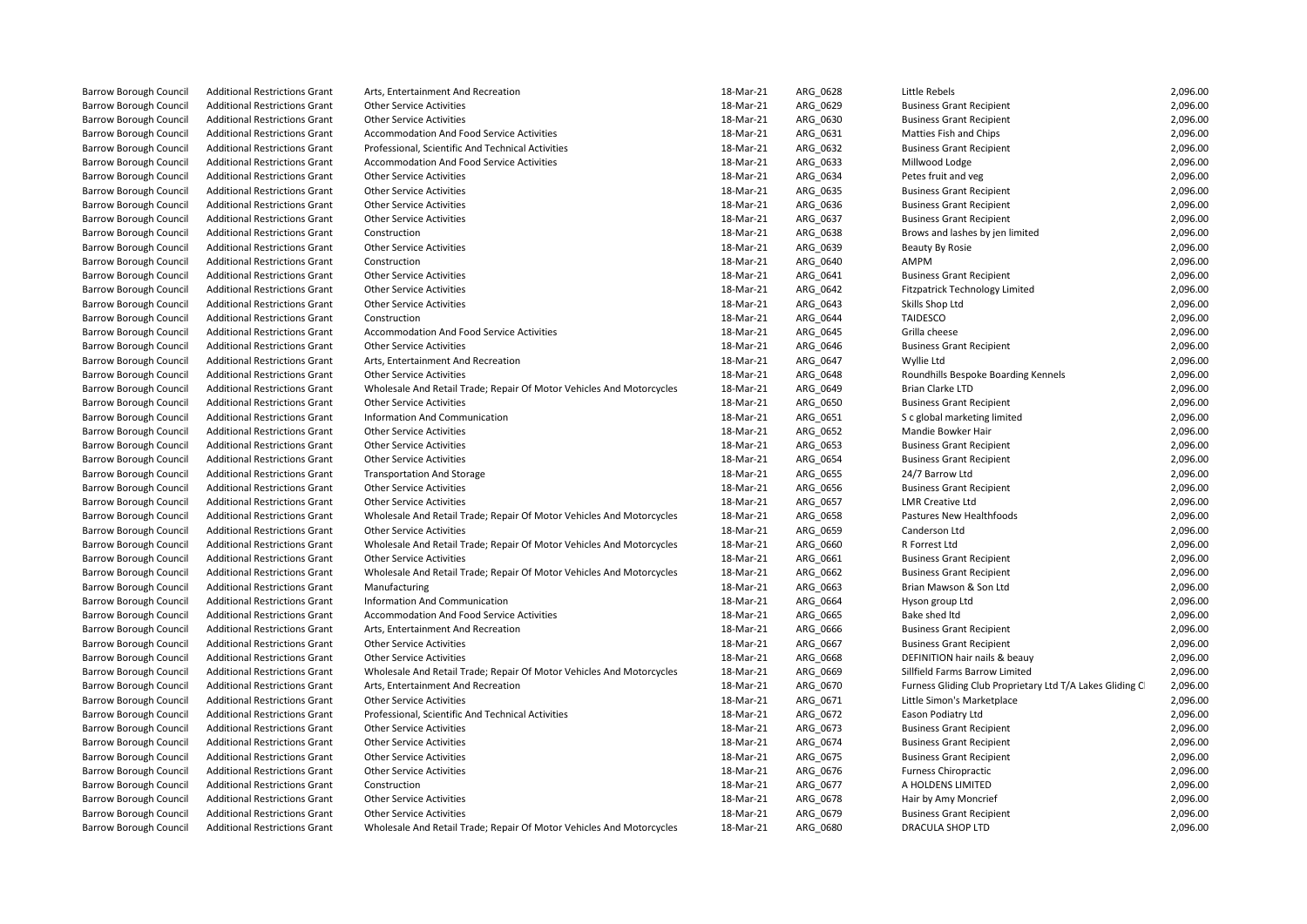| | | | | | | |
|---|---|---|---|---|---|---|
| Barrow Borough Council | Additional Restrictions Grant | Arts, Entertainment And Recreation | 18-Mar-21 | ARG_0628 | Little Rebels | 2,096.00 |
| Barrow Borough Council | Additional Restrictions Grant | Other Service Activities | 18-Mar-21 | ARG_0629 | Business Grant Recipient | 2,096.00 |
| Barrow Borough Council | Additional Restrictions Grant | Other Service Activities | 18-Mar-21 | ARG_0630 | Business Grant Recipient | 2,096.00 |
| Barrow Borough Council | Additional Restrictions Grant | Accommodation And Food Service Activities | 18-Mar-21 | ARG_0631 | Matties Fish and Chips | 2,096.00 |
| Barrow Borough Council | Additional Restrictions Grant | Professional, Scientific And Technical Activities | 18-Mar-21 | ARG_0632 | Business Grant Recipient | 2,096.00 |
| Barrow Borough Council | Additional Restrictions Grant | Accommodation And Food Service Activities | 18-Mar-21 | ARG_0633 | Millwood Lodge | 2,096.00 |
| Barrow Borough Council | Additional Restrictions Grant | Other Service Activities | 18-Mar-21 | ARG_0634 | Petes fruit and veg | 2,096.00 |
| Barrow Borough Council | Additional Restrictions Grant | Other Service Activities | 18-Mar-21 | ARG_0635 | Business Grant Recipient | 2,096.00 |
| Barrow Borough Council | Additional Restrictions Grant | Other Service Activities | 18-Mar-21 | ARG_0636 | Business Grant Recipient | 2,096.00 |
| Barrow Borough Council | Additional Restrictions Grant | Other Service Activities | 18-Mar-21 | ARG_0637 | Business Grant Recipient | 2,096.00 |
| Barrow Borough Council | Additional Restrictions Grant | Construction | 18-Mar-21 | ARG_0638 | Brows and lashes by jen limited | 2,096.00 |
| Barrow Borough Council | Additional Restrictions Grant | Other Service Activities | 18-Mar-21 | ARG_0639 | Beauty By Rosie | 2,096.00 |
| Barrow Borough Council | Additional Restrictions Grant | Construction | 18-Mar-21 | ARG_0640 | AMPM | 2,096.00 |
| Barrow Borough Council | Additional Restrictions Grant | Other Service Activities | 18-Mar-21 | ARG_0641 | Business Grant Recipient | 2,096.00 |
| Barrow Borough Council | Additional Restrictions Grant | Other Service Activities | 18-Mar-21 | ARG_0642 | Fitzpatrick Technology Limited | 2,096.00 |
| Barrow Borough Council | Additional Restrictions Grant | Other Service Activities | 18-Mar-21 | ARG_0643 | Skills Shop Ltd | 2,096.00 |
| Barrow Borough Council | Additional Restrictions Grant | Construction | 18-Mar-21 | ARG_0644 | TAIDESCO | 2,096.00 |
| Barrow Borough Council | Additional Restrictions Grant | Accommodation And Food Service Activities | 18-Mar-21 | ARG_0645 | Grilla cheese | 2,096.00 |
| Barrow Borough Council | Additional Restrictions Grant | Other Service Activities | 18-Mar-21 | ARG_0646 | Business Grant Recipient | 2,096.00 |
| Barrow Borough Council | Additional Restrictions Grant | Arts, Entertainment And Recreation | 18-Mar-21 | ARG_0647 | Wyllie Ltd | 2,096.00 |
| Barrow Borough Council | Additional Restrictions Grant | Other Service Activities | 18-Mar-21 | ARG_0648 | Roundhills Bespoke Boarding Kennels | 2,096.00 |
| Barrow Borough Council | Additional Restrictions Grant | Wholesale And Retail Trade; Repair Of Motor Vehicles And Motorcycles | 18-Mar-21 | ARG_0649 | Brian Clarke LTD | 2,096.00 |
| Barrow Borough Council | Additional Restrictions Grant | Other Service Activities | 18-Mar-21 | ARG_0650 | Business Grant Recipient | 2,096.00 |
| Barrow Borough Council | Additional Restrictions Grant | Information And Communication | 18-Mar-21 | ARG_0651 | S c global marketing limited | 2,096.00 |
| Barrow Borough Council | Additional Restrictions Grant | Other Service Activities | 18-Mar-21 | ARG_0652 | Mandie Bowker Hair | 2,096.00 |
| Barrow Borough Council | Additional Restrictions Grant | Other Service Activities | 18-Mar-21 | ARG_0653 | Business Grant Recipient | 2,096.00 |
| Barrow Borough Council | Additional Restrictions Grant | Other Service Activities | 18-Mar-21 | ARG_0654 | Business Grant Recipient | 2,096.00 |
| Barrow Borough Council | Additional Restrictions Grant | Transportation And Storage | 18-Mar-21 | ARG_0655 | 24/7 Barrow Ltd | 2,096.00 |
| Barrow Borough Council | Additional Restrictions Grant | Other Service Activities | 18-Mar-21 | ARG_0656 | Business Grant Recipient | 2,096.00 |
| Barrow Borough Council | Additional Restrictions Grant | Other Service Activities | 18-Mar-21 | ARG_0657 | LMR Creative Ltd | 2,096.00 |
| Barrow Borough Council | Additional Restrictions Grant | Wholesale And Retail Trade; Repair Of Motor Vehicles And Motorcycles | 18-Mar-21 | ARG_0658 | Pastures New Healthfoods | 2,096.00 |
| Barrow Borough Council | Additional Restrictions Grant | Other Service Activities | 18-Mar-21 | ARG_0659 | Canderson Ltd | 2,096.00 |
| Barrow Borough Council | Additional Restrictions Grant | Wholesale And Retail Trade; Repair Of Motor Vehicles And Motorcycles | 18-Mar-21 | ARG_0660 | R Forrest Ltd | 2,096.00 |
| Barrow Borough Council | Additional Restrictions Grant | Other Service Activities | 18-Mar-21 | ARG_0661 | Business Grant Recipient | 2,096.00 |
| Barrow Borough Council | Additional Restrictions Grant | Wholesale And Retail Trade; Repair Of Motor Vehicles And Motorcycles | 18-Mar-21 | ARG_0662 | Business Grant Recipient | 2,096.00 |
| Barrow Borough Council | Additional Restrictions Grant | Manufacturing | 18-Mar-21 | ARG_0663 | Brian Mawson & Son Ltd | 2,096.00 |
| Barrow Borough Council | Additional Restrictions Grant | Information And Communication | 18-Mar-21 | ARG_0664 | Hyson group Ltd | 2,096.00 |
| Barrow Borough Council | Additional Restrictions Grant | Accommodation And Food Service Activities | 18-Mar-21 | ARG_0665 | Bake shed ltd | 2,096.00 |
| Barrow Borough Council | Additional Restrictions Grant | Arts, Entertainment And Recreation | 18-Mar-21 | ARG_0666 | Business Grant Recipient | 2,096.00 |
| Barrow Borough Council | Additional Restrictions Grant | Other Service Activities | 18-Mar-21 | ARG_0667 | Business Grant Recipient | 2,096.00 |
| Barrow Borough Council | Additional Restrictions Grant | Other Service Activities | 18-Mar-21 | ARG_0668 | DEFINITION hair nails & beauy | 2,096.00 |
| Barrow Borough Council | Additional Restrictions Grant | Wholesale And Retail Trade; Repair Of Motor Vehicles And Motorcycles | 18-Mar-21 | ARG_0669 | Sillfield Farms Barrow Limited | 2,096.00 |
| Barrow Borough Council | Additional Restrictions Grant | Arts, Entertainment And Recreation | 18-Mar-21 | ARG_0670 | Furness Gliding Club Proprietary Ltd T/A Lakes Gliding Cl | 2,096.00 |
| Barrow Borough Council | Additional Restrictions Grant | Other Service Activities | 18-Mar-21 | ARG_0671 | Little Simon's Marketplace | 2,096.00 |
| Barrow Borough Council | Additional Restrictions Grant | Professional, Scientific And Technical Activities | 18-Mar-21 | ARG_0672 | Eason Podiatry Ltd | 2,096.00 |
| Barrow Borough Council | Additional Restrictions Grant | Other Service Activities | 18-Mar-21 | ARG_0673 | Business Grant Recipient | 2,096.00 |
| Barrow Borough Council | Additional Restrictions Grant | Other Service Activities | 18-Mar-21 | ARG_0674 | Business Grant Recipient | 2,096.00 |
| Barrow Borough Council | Additional Restrictions Grant | Other Service Activities | 18-Mar-21 | ARG_0675 | Business Grant Recipient | 2,096.00 |
| Barrow Borough Council | Additional Restrictions Grant | Other Service Activities | 18-Mar-21 | ARG_0676 | Furness Chiropractic | 2,096.00 |
| Barrow Borough Council | Additional Restrictions Grant | Construction | 18-Mar-21 | ARG_0677 | A HOLDENS LIMITED | 2,096.00 |
| Barrow Borough Council | Additional Restrictions Grant | Other Service Activities | 18-Mar-21 | ARG_0678 | Hair by Amy Moncrief | 2,096.00 |
| Barrow Borough Council | Additional Restrictions Grant | Other Service Activities | 18-Mar-21 | ARG_0679 | Business Grant Recipient | 2,096.00 |
| Barrow Borough Council | Additional Restrictions Grant | Wholesale And Retail Trade; Repair Of Motor Vehicles And Motorcycles | 18-Mar-21 | ARG_0680 | DRACULA SHOP LTD | 2,096.00 |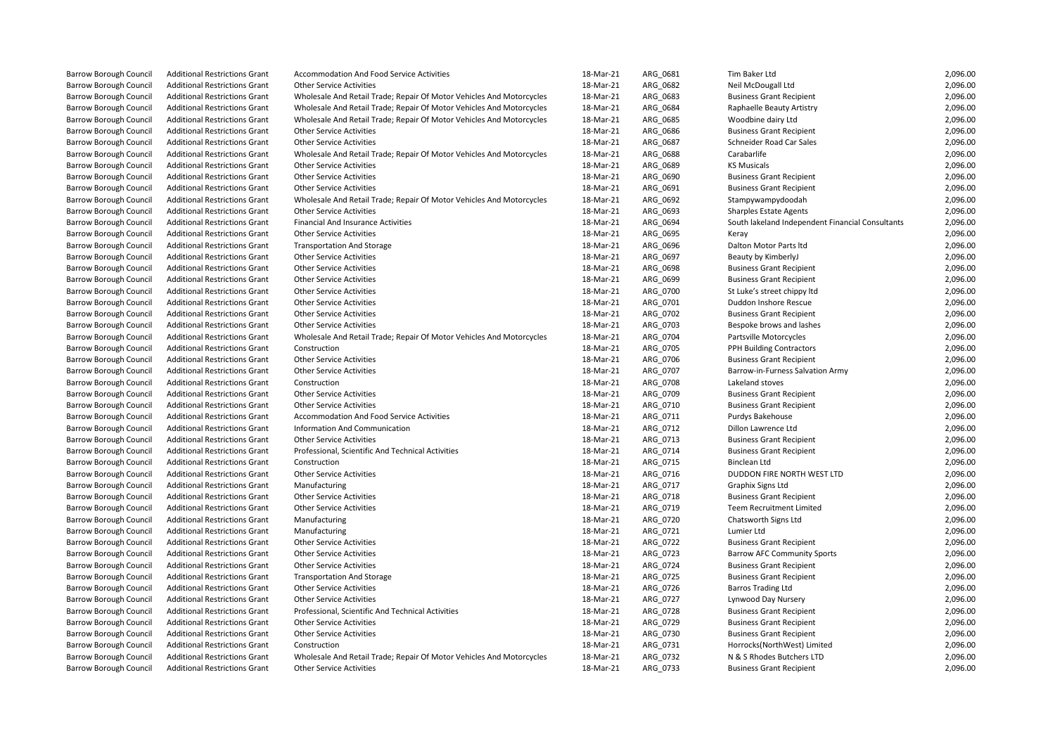| | | | | | | |
|---|---|---|---|---|---|---|
| Barrow Borough Council | Additional Restrictions Grant | Accommodation And Food Service Activities | 18-Mar-21 | ARG_0681 | Tim Baker Ltd | 2,096.00 |
| Barrow Borough Council | Additional Restrictions Grant | Other Service Activities | 18-Mar-21 | ARG_0682 | Neil McDougall Ltd | 2,096.00 |
| Barrow Borough Council | Additional Restrictions Grant | Wholesale And Retail Trade; Repair Of Motor Vehicles And Motorcycles | 18-Mar-21 | ARG_0683 | Business Grant Recipient | 2,096.00 |
| Barrow Borough Council | Additional Restrictions Grant | Wholesale And Retail Trade; Repair Of Motor Vehicles And Motorcycles | 18-Mar-21 | ARG_0684 | Raphaelle Beauty Artistry | 2,096.00 |
| Barrow Borough Council | Additional Restrictions Grant | Wholesale And Retail Trade; Repair Of Motor Vehicles And Motorcycles | 18-Mar-21 | ARG_0685 | Woodbine dairy Ltd | 2,096.00 |
| Barrow Borough Council | Additional Restrictions Grant | Other Service Activities | 18-Mar-21 | ARG_0686 | Business Grant Recipient | 2,096.00 |
| Barrow Borough Council | Additional Restrictions Grant | Other Service Activities | 18-Mar-21 | ARG_0687 | Schneider Road Car Sales | 2,096.00 |
| Barrow Borough Council | Additional Restrictions Grant | Wholesale And Retail Trade; Repair Of Motor Vehicles And Motorcycles | 18-Mar-21 | ARG_0688 | Carabarlife | 2,096.00 |
| Barrow Borough Council | Additional Restrictions Grant | Other Service Activities | 18-Mar-21 | ARG_0689 | KS Musicals | 2,096.00 |
| Barrow Borough Council | Additional Restrictions Grant | Other Service Activities | 18-Mar-21 | ARG_0690 | Business Grant Recipient | 2,096.00 |
| Barrow Borough Council | Additional Restrictions Grant | Other Service Activities | 18-Mar-21 | ARG_0691 | Business Grant Recipient | 2,096.00 |
| Barrow Borough Council | Additional Restrictions Grant | Wholesale And Retail Trade; Repair Of Motor Vehicles And Motorcycles | 18-Mar-21 | ARG_0692 | Stampywampydoodah | 2,096.00 |
| Barrow Borough Council | Additional Restrictions Grant | Other Service Activities | 18-Mar-21 | ARG_0693 | Sharples Estate Agents | 2,096.00 |
| Barrow Borough Council | Additional Restrictions Grant | Financial And Insurance Activities | 18-Mar-21 | ARG_0694 | South lakeland Independent Financial Consultants | 2,096.00 |
| Barrow Borough Council | Additional Restrictions Grant | Other Service Activities | 18-Mar-21 | ARG_0695 | Keray | 2,096.00 |
| Barrow Borough Council | Additional Restrictions Grant | Transportation And Storage | 18-Mar-21 | ARG_0696 | Dalton Motor Parts ltd | 2,096.00 |
| Barrow Borough Council | Additional Restrictions Grant | Other Service Activities | 18-Mar-21 | ARG_0697 | Beauty by KimberlyJ | 2,096.00 |
| Barrow Borough Council | Additional Restrictions Grant | Other Service Activities | 18-Mar-21 | ARG_0698 | Business Grant Recipient | 2,096.00 |
| Barrow Borough Council | Additional Restrictions Grant | Other Service Activities | 18-Mar-21 | ARG_0699 | Business Grant Recipient | 2,096.00 |
| Barrow Borough Council | Additional Restrictions Grant | Other Service Activities | 18-Mar-21 | ARG_0700 | St Luke's street chippy ltd | 2,096.00 |
| Barrow Borough Council | Additional Restrictions Grant | Other Service Activities | 18-Mar-21 | ARG_0701 | Duddon Inshore Rescue | 2,096.00 |
| Barrow Borough Council | Additional Restrictions Grant | Other Service Activities | 18-Mar-21 | ARG_0702 | Business Grant Recipient | 2,096.00 |
| Barrow Borough Council | Additional Restrictions Grant | Other Service Activities | 18-Mar-21 | ARG_0703 | Bespoke brows and lashes | 2,096.00 |
| Barrow Borough Council | Additional Restrictions Grant | Wholesale And Retail Trade; Repair Of Motor Vehicles And Motorcycles | 18-Mar-21 | ARG_0704 | Partsville Motorcycles | 2,096.00 |
| Barrow Borough Council | Additional Restrictions Grant | Construction | 18-Mar-21 | ARG_0705 | PPH Building Contractors | 2,096.00 |
| Barrow Borough Council | Additional Restrictions Grant | Other Service Activities | 18-Mar-21 | ARG_0706 | Business Grant Recipient | 2,096.00 |
| Barrow Borough Council | Additional Restrictions Grant | Other Service Activities | 18-Mar-21 | ARG_0707 | Barrow-in-Furness Salvation Army | 2,096.00 |
| Barrow Borough Council | Additional Restrictions Grant | Construction | 18-Mar-21 | ARG_0708 | Lakeland stoves | 2,096.00 |
| Barrow Borough Council | Additional Restrictions Grant | Other Service Activities | 18-Mar-21 | ARG_0709 | Business Grant Recipient | 2,096.00 |
| Barrow Borough Council | Additional Restrictions Grant | Other Service Activities | 18-Mar-21 | ARG_0710 | Business Grant Recipient | 2,096.00 |
| Barrow Borough Council | Additional Restrictions Grant | Accommodation And Food Service Activities | 18-Mar-21 | ARG_0711 | Purdys Bakehouse | 2,096.00 |
| Barrow Borough Council | Additional Restrictions Grant | Information And Communication | 18-Mar-21 | ARG_0712 | Dillon Lawrence Ltd | 2,096.00 |
| Barrow Borough Council | Additional Restrictions Grant | Other Service Activities | 18-Mar-21 | ARG_0713 | Business Grant Recipient | 2,096.00 |
| Barrow Borough Council | Additional Restrictions Grant | Professional, Scientific And Technical Activities | 18-Mar-21 | ARG_0714 | Business Grant Recipient | 2,096.00 |
| Barrow Borough Council | Additional Restrictions Grant | Construction | 18-Mar-21 | ARG_0715 | Binclean Ltd | 2,096.00 |
| Barrow Borough Council | Additional Restrictions Grant | Other Service Activities | 18-Mar-21 | ARG_0716 | DUDDON FIRE NORTH WEST LTD | 2,096.00 |
| Barrow Borough Council | Additional Restrictions Grant | Manufacturing | 18-Mar-21 | ARG_0717 | Graphix Signs Ltd | 2,096.00 |
| Barrow Borough Council | Additional Restrictions Grant | Other Service Activities | 18-Mar-21 | ARG_0718 | Business Grant Recipient | 2,096.00 |
| Barrow Borough Council | Additional Restrictions Grant | Other Service Activities | 18-Mar-21 | ARG_0719 | Teem Recruitment Limited | 2,096.00 |
| Barrow Borough Council | Additional Restrictions Grant | Manufacturing | 18-Mar-21 | ARG_0720 | Chatsworth Signs Ltd | 2,096.00 |
| Barrow Borough Council | Additional Restrictions Grant | Manufacturing | 18-Mar-21 | ARG_0721 | Lumier Ltd | 2,096.00 |
| Barrow Borough Council | Additional Restrictions Grant | Other Service Activities | 18-Mar-21 | ARG_0722 | Business Grant Recipient | 2,096.00 |
| Barrow Borough Council | Additional Restrictions Grant | Other Service Activities | 18-Mar-21 | ARG_0723 | Barrow AFC Community Sports | 2,096.00 |
| Barrow Borough Council | Additional Restrictions Grant | Other Service Activities | 18-Mar-21 | ARG_0724 | Business Grant Recipient | 2,096.00 |
| Barrow Borough Council | Additional Restrictions Grant | Transportation And Storage | 18-Mar-21 | ARG_0725 | Business Grant Recipient | 2,096.00 |
| Barrow Borough Council | Additional Restrictions Grant | Other Service Activities | 18-Mar-21 | ARG_0726 | Barros Trading Ltd | 2,096.00 |
| Barrow Borough Council | Additional Restrictions Grant | Other Service Activities | 18-Mar-21 | ARG_0727 | Lynwood Day Nursery | 2,096.00 |
| Barrow Borough Council | Additional Restrictions Grant | Professional, Scientific And Technical Activities | 18-Mar-21 | ARG_0728 | Business Grant Recipient | 2,096.00 |
| Barrow Borough Council | Additional Restrictions Grant | Other Service Activities | 18-Mar-21 | ARG_0729 | Business Grant Recipient | 2,096.00 |
| Barrow Borough Council | Additional Restrictions Grant | Other Service Activities | 18-Mar-21 | ARG_0730 | Business Grant Recipient | 2,096.00 |
| Barrow Borough Council | Additional Restrictions Grant | Construction | 18-Mar-21 | ARG_0731 | Horrocks(NorthWest) Limited | 2,096.00 |
| Barrow Borough Council | Additional Restrictions Grant | Wholesale And Retail Trade; Repair Of Motor Vehicles And Motorcycles | 18-Mar-21 | ARG_0732 | N & S Rhodes Butchers LTD | 2,096.00 |
| Barrow Borough Council | Additional Restrictions Grant | Other Service Activities | 18-Mar-21 | ARG_0733 | Business Grant Recipient | 2,096.00 |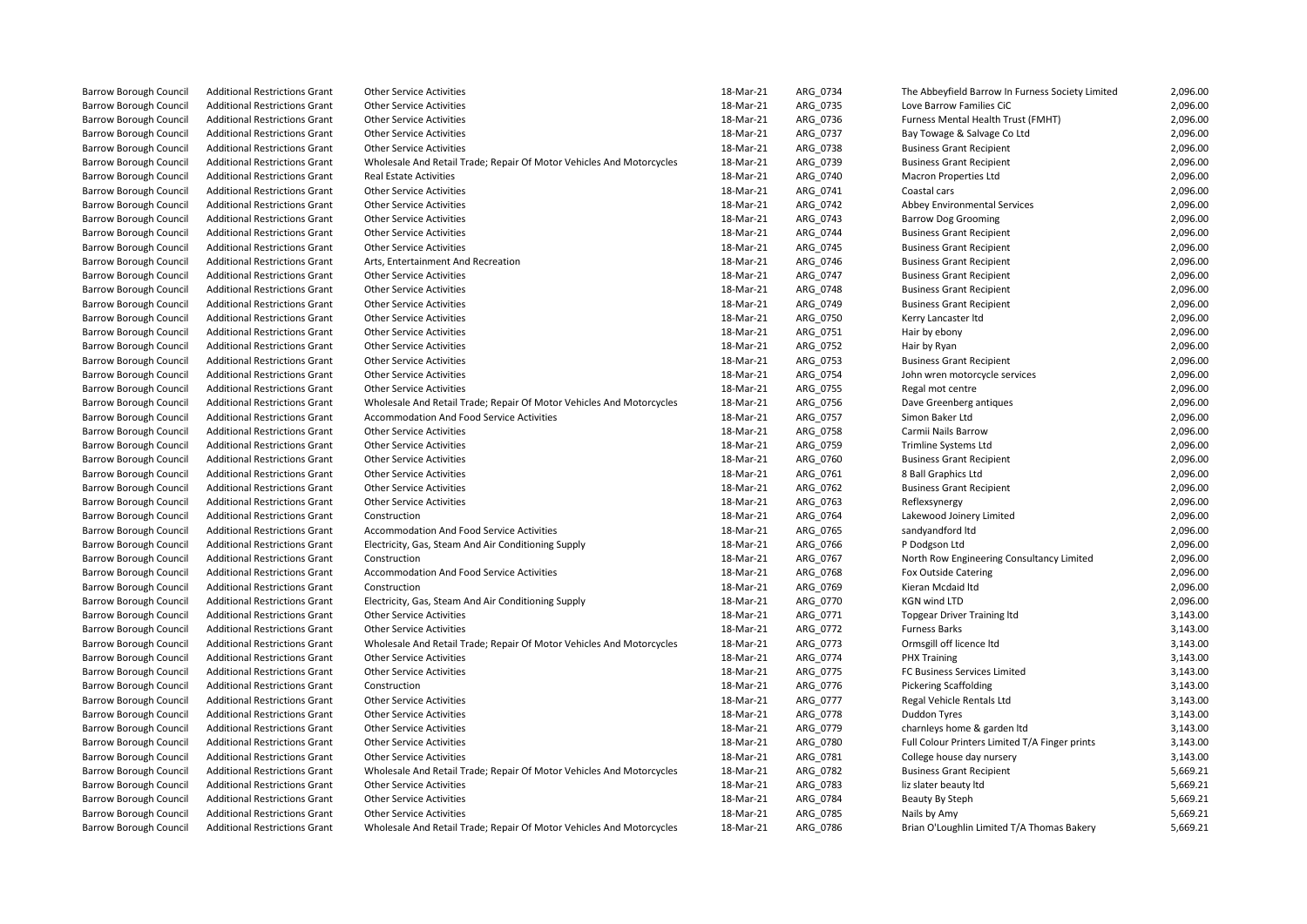| | | | | | | |
|---|---|---|---|---|---|---|
| Barrow Borough Council | Additional Restrictions Grant | Other Service Activities | 18-Mar-21 | ARG_0734 | The Abbeyfield Barrow In Furness Society Limited | 2,096.00 |
| Barrow Borough Council | Additional Restrictions Grant | Other Service Activities | 18-Mar-21 | ARG_0735 | Love Barrow Families CiC | 2,096.00 |
| Barrow Borough Council | Additional Restrictions Grant | Other Service Activities | 18-Mar-21 | ARG_0736 | Furness Mental Health Trust (FMHT) | 2,096.00 |
| Barrow Borough Council | Additional Restrictions Grant | Other Service Activities | 18-Mar-21 | ARG_0737 | Bay Towage & Salvage Co Ltd | 2,096.00 |
| Barrow Borough Council | Additional Restrictions Grant | Other Service Activities | 18-Mar-21 | ARG_0738 | Business Grant Recipient | 2,096.00 |
| Barrow Borough Council | Additional Restrictions Grant | Wholesale And Retail Trade; Repair Of Motor Vehicles And Motorcycles | 18-Mar-21 | ARG_0739 | Business Grant Recipient | 2,096.00 |
| Barrow Borough Council | Additional Restrictions Grant | Real Estate Activities | 18-Mar-21 | ARG_0740 | Macron Properties Ltd | 2,096.00 |
| Barrow Borough Council | Additional Restrictions Grant | Other Service Activities | 18-Mar-21 | ARG_0741 | Coastal cars | 2,096.00 |
| Barrow Borough Council | Additional Restrictions Grant | Other Service Activities | 18-Mar-21 | ARG_0742 | Abbey Environmental Services | 2,096.00 |
| Barrow Borough Council | Additional Restrictions Grant | Other Service Activities | 18-Mar-21 | ARG_0743 | Barrow Dog Grooming | 2,096.00 |
| Barrow Borough Council | Additional Restrictions Grant | Other Service Activities | 18-Mar-21 | ARG_0744 | Business Grant Recipient | 2,096.00 |
| Barrow Borough Council | Additional Restrictions Grant | Other Service Activities | 18-Mar-21 | ARG_0745 | Business Grant Recipient | 2,096.00 |
| Barrow Borough Council | Additional Restrictions Grant | Arts, Entertainment And Recreation | 18-Mar-21 | ARG_0746 | Business Grant Recipient | 2,096.00 |
| Barrow Borough Council | Additional Restrictions Grant | Other Service Activities | 18-Mar-21 | ARG_0747 | Business Grant Recipient | 2,096.00 |
| Barrow Borough Council | Additional Restrictions Grant | Other Service Activities | 18-Mar-21 | ARG_0748 | Business Grant Recipient | 2,096.00 |
| Barrow Borough Council | Additional Restrictions Grant | Other Service Activities | 18-Mar-21 | ARG_0749 | Business Grant Recipient | 2,096.00 |
| Barrow Borough Council | Additional Restrictions Grant | Other Service Activities | 18-Mar-21 | ARG_0750 | Kerry Lancaster ltd | 2,096.00 |
| Barrow Borough Council | Additional Restrictions Grant | Other Service Activities | 18-Mar-21 | ARG_0751 | Hair by ebony | 2,096.00 |
| Barrow Borough Council | Additional Restrictions Grant | Other Service Activities | 18-Mar-21 | ARG_0752 | Hair by Ryan | 2,096.00 |
| Barrow Borough Council | Additional Restrictions Grant | Other Service Activities | 18-Mar-21 | ARG_0753 | Business Grant Recipient | 2,096.00 |
| Barrow Borough Council | Additional Restrictions Grant | Other Service Activities | 18-Mar-21 | ARG_0754 | John wren motorcycle services | 2,096.00 |
| Barrow Borough Council | Additional Restrictions Grant | Other Service Activities | 18-Mar-21 | ARG_0755 | Regal mot centre | 2,096.00 |
| Barrow Borough Council | Additional Restrictions Grant | Wholesale And Retail Trade; Repair Of Motor Vehicles And Motorcycles | 18-Mar-21 | ARG_0756 | Dave Greenberg antiques | 2,096.00 |
| Barrow Borough Council | Additional Restrictions Grant | Accommodation And Food Service Activities | 18-Mar-21 | ARG_0757 | Simon Baker Ltd | 2,096.00 |
| Barrow Borough Council | Additional Restrictions Grant | Other Service Activities | 18-Mar-21 | ARG_0758 | Carmii Nails Barrow | 2,096.00 |
| Barrow Borough Council | Additional Restrictions Grant | Other Service Activities | 18-Mar-21 | ARG_0759 | Trimline Systems Ltd | 2,096.00 |
| Barrow Borough Council | Additional Restrictions Grant | Other Service Activities | 18-Mar-21 | ARG_0760 | Business Grant Recipient | 2,096.00 |
| Barrow Borough Council | Additional Restrictions Grant | Other Service Activities | 18-Mar-21 | ARG_0761 | 8 Ball Graphics Ltd | 2,096.00 |
| Barrow Borough Council | Additional Restrictions Grant | Other Service Activities | 18-Mar-21 | ARG_0762 | Business Grant Recipient | 2,096.00 |
| Barrow Borough Council | Additional Restrictions Grant | Other Service Activities | 18-Mar-21 | ARG_0763 | Reflexsynergy | 2,096.00 |
| Barrow Borough Council | Additional Restrictions Grant | Construction | 18-Mar-21 | ARG_0764 | Lakewood Joinery Limited | 2,096.00 |
| Barrow Borough Council | Additional Restrictions Grant | Accommodation And Food Service Activities | 18-Mar-21 | ARG_0765 | sandyandford ltd | 2,096.00 |
| Barrow Borough Council | Additional Restrictions Grant | Electricity, Gas, Steam And Air Conditioning Supply | 18-Mar-21 | ARG_0766 | P Dodgson Ltd | 2,096.00 |
| Barrow Borough Council | Additional Restrictions Grant | Construction | 18-Mar-21 | ARG_0767 | North Row Engineering Consultancy Limited | 2,096.00 |
| Barrow Borough Council | Additional Restrictions Grant | Accommodation And Food Service Activities | 18-Mar-21 | ARG_0768 | Fox Outside Catering | 2,096.00 |
| Barrow Borough Council | Additional Restrictions Grant | Construction | 18-Mar-21 | ARG_0769 | Kieran Mcdaid ltd | 2,096.00 |
| Barrow Borough Council | Additional Restrictions Grant | Electricity, Gas, Steam And Air Conditioning Supply | 18-Mar-21 | ARG_0770 | KGN wind LTD | 2,096.00 |
| Barrow Borough Council | Additional Restrictions Grant | Other Service Activities | 18-Mar-21 | ARG_0771 | Topgear Driver Training ltd | 3,143.00 |
| Barrow Borough Council | Additional Restrictions Grant | Other Service Activities | 18-Mar-21 | ARG_0772 | Furness Barks | 3,143.00 |
| Barrow Borough Council | Additional Restrictions Grant | Wholesale And Retail Trade; Repair Of Motor Vehicles And Motorcycles | 18-Mar-21 | ARG_0773 | Ormsgill off licence ltd | 3,143.00 |
| Barrow Borough Council | Additional Restrictions Grant | Other Service Activities | 18-Mar-21 | ARG_0774 | PHX Training | 3,143.00 |
| Barrow Borough Council | Additional Restrictions Grant | Other Service Activities | 18-Mar-21 | ARG_0775 | FC Business Services Limited | 3,143.00 |
| Barrow Borough Council | Additional Restrictions Grant | Construction | 18-Mar-21 | ARG_0776 | Pickering Scaffolding | 3,143.00 |
| Barrow Borough Council | Additional Restrictions Grant | Other Service Activities | 18-Mar-21 | ARG_0777 | Regal Vehicle Rentals Ltd | 3,143.00 |
| Barrow Borough Council | Additional Restrictions Grant | Other Service Activities | 18-Mar-21 | ARG_0778 | Duddon Tyres | 3,143.00 |
| Barrow Borough Council | Additional Restrictions Grant | Other Service Activities | 18-Mar-21 | ARG_0779 | charnleys home & garden ltd | 3,143.00 |
| Barrow Borough Council | Additional Restrictions Grant | Other Service Activities | 18-Mar-21 | ARG_0780 | Full Colour Printers Limited T/A Finger prints | 3,143.00 |
| Barrow Borough Council | Additional Restrictions Grant | Other Service Activities | 18-Mar-21 | ARG_0781 | College house day nursery | 3,143.00 |
| Barrow Borough Council | Additional Restrictions Grant | Wholesale And Retail Trade; Repair Of Motor Vehicles And Motorcycles | 18-Mar-21 | ARG_0782 | Business Grant Recipient | 5,669.21 |
| Barrow Borough Council | Additional Restrictions Grant | Other Service Activities | 18-Mar-21 | ARG_0783 | liz slater beauty ltd | 5,669.21 |
| Barrow Borough Council | Additional Restrictions Grant | Other Service Activities | 18-Mar-21 | ARG_0784 | Beauty By Steph | 5,669.21 |
| Barrow Borough Council | Additional Restrictions Grant | Other Service Activities | 18-Mar-21 | ARG_0785 | Nails by Amy | 5,669.21 |
| Barrow Borough Council | Additional Restrictions Grant | Wholesale And Retail Trade; Repair Of Motor Vehicles And Motorcycles | 18-Mar-21 | ARG_0786 | Brian O'Loughlin Limited T/A Thomas Bakery | 5,669.21 |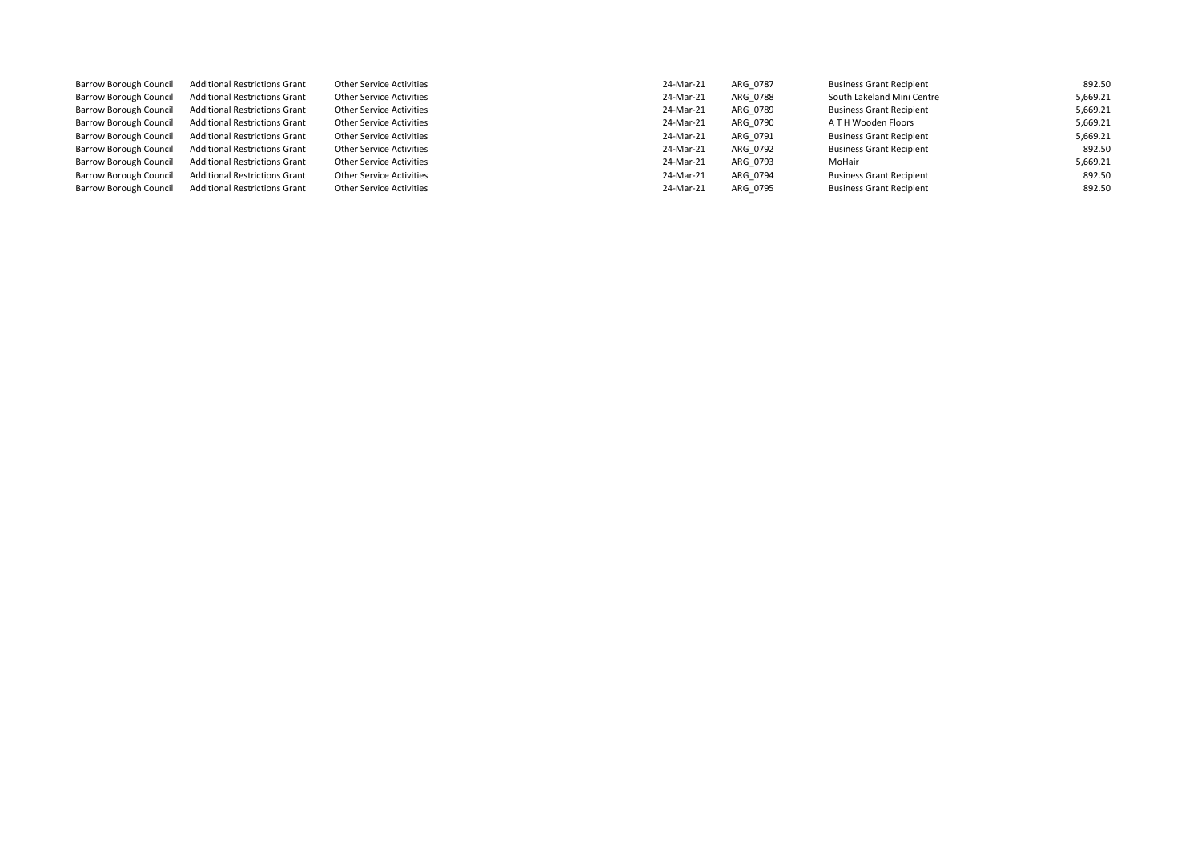| | | | | | | |
|---|---|---|---|---|---|---|
| Barrow Borough Council | Additional Restrictions Grant | Other Service Activities | 24-Mar-21 | ARG_0787 | Business Grant Recipient | 892.50 |
| Barrow Borough Council | Additional Restrictions Grant | Other Service Activities | 24-Mar-21 | ARG_0788 | South Lakeland Mini Centre | 5,669.21 |
| Barrow Borough Council | Additional Restrictions Grant | Other Service Activities | 24-Mar-21 | ARG_0789 | Business Grant Recipient | 5,669.21 |
| Barrow Borough Council | Additional Restrictions Grant | Other Service Activities | 24-Mar-21 | ARG_0790 | A T H Wooden Floors | 5,669.21 |
| Barrow Borough Council | Additional Restrictions Grant | Other Service Activities | 24-Mar-21 | ARG_0791 | Business Grant Recipient | 5,669.21 |
| Barrow Borough Council | Additional Restrictions Grant | Other Service Activities | 24-Mar-21 | ARG_0792 | Business Grant Recipient | 892.50 |
| Barrow Borough Council | Additional Restrictions Grant | Other Service Activities | 24-Mar-21 | ARG_0793 | MoHair | 5,669.21 |
| Barrow Borough Council | Additional Restrictions Grant | Other Service Activities | 24-Mar-21 | ARG_0794 | Business Grant Recipient | 892.50 |
| Barrow Borough Council | Additional Restrictions Grant | Other Service Activities | 24-Mar-21 | ARG_0795 | Business Grant Recipient | 892.50 |